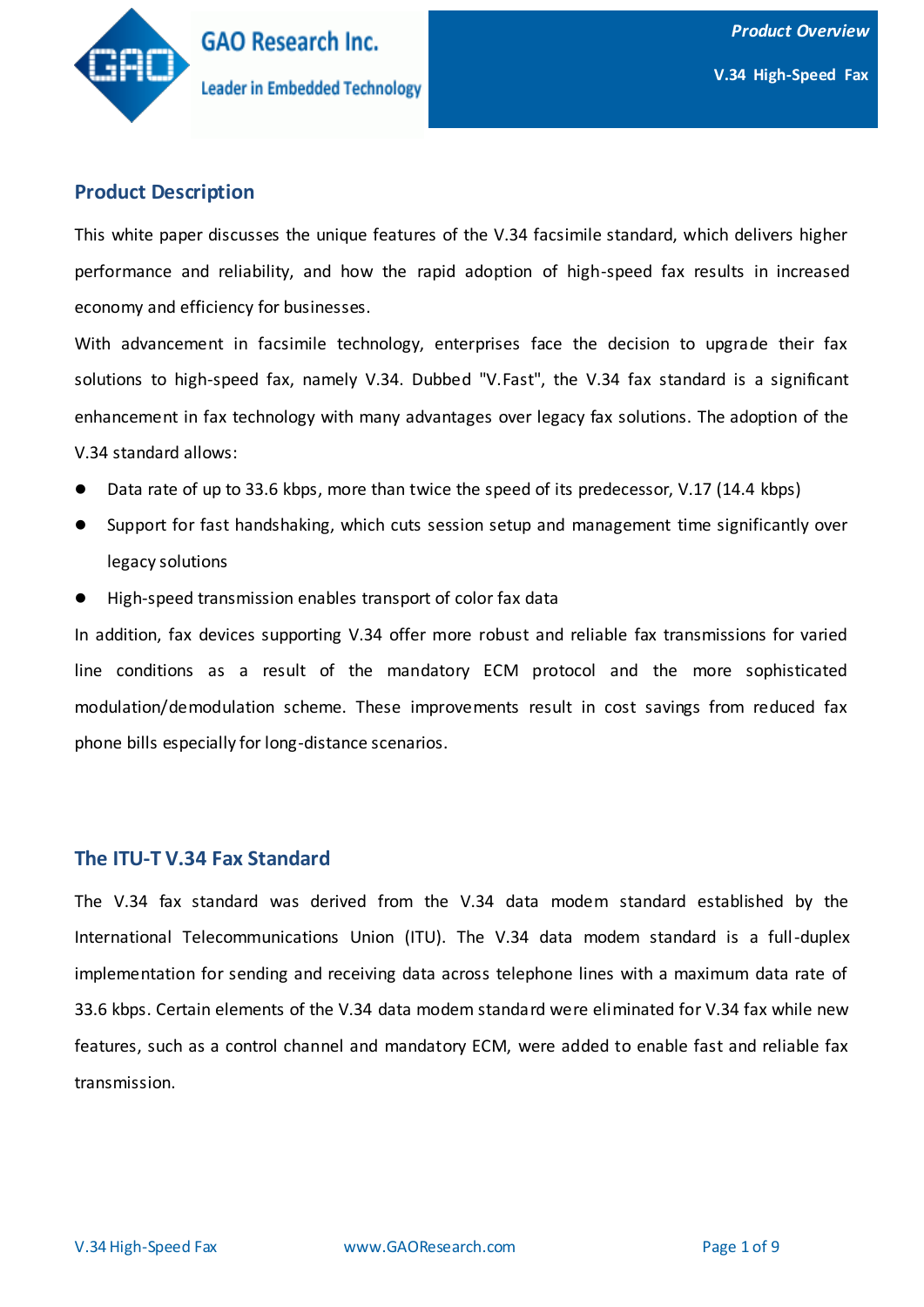## Product Description

This white paper discusses the unique features of the V.34 facsimile standard, which delivers higher performance and reliability, and how the rapid adoption of high-speed fax results in increased economy and efficiency for businesses.

With advancement in facsimile technology, enterprises face the decision to upgrade their fax solutions to high-speed fax, namely V.34. Dubbed "V.Fast", the V.34 fax standard is a significant enhancement in fax technology with many advantages over legacy fax solutions. The adoption of the V.34 standard allows:

- Data rate of up to 33.6 kbps, more than twice the speed of its predecessor, V.17 (14.4 kbps)
- Support for fast handshaking, which cuts session setup and management time significantly over legacy solutions
- High-speed transmission enables transport of color fax data

In addition, fax devices supporting V.34 offer more robust and reliable fax transmissions for varied line conditions as a result of the mandatory ECM protocol and the more sophisticated modulation/demodulation scheme. These improvements result in cost savings from reduced fax phone bills especially for long-distance scenarios.

## The ITU-T V.34 Fax Standard

The V.34 fax standard was derived from the V.34 data modem standard established by the International Telecommunications Union (ITU). The V.34 data modem standard is a full-duplex implementation for sending and receiving data across telephone lines with a maximum data rate of 33.6 kbps. Certain elements of the V.34 data modem standard were eliminated for V.34 fax while new features, such as a control channel and mandatory ECM, were added to enable fast and reliable fax transmission.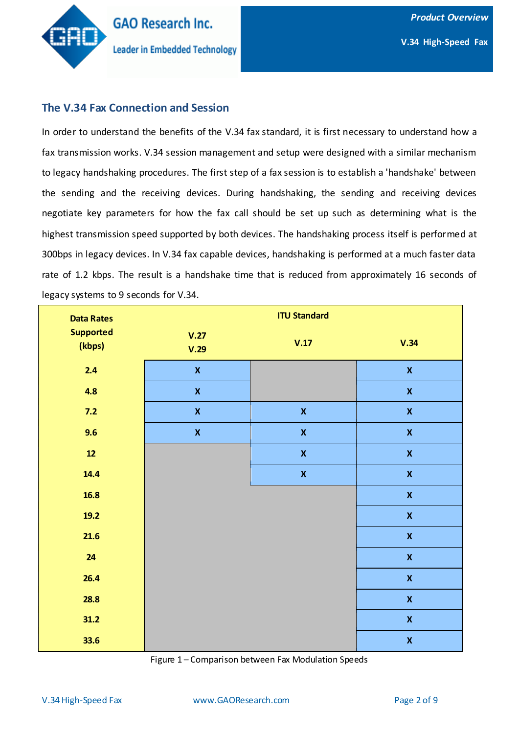## The V.34 Fax Connection and Session

In order to understand the benefits of the V.34 fax standard, it is first necessary to understand how a fax transmission works. V.34 session management and setup were designed with a similar mechanism to legacy handshaking procedures. The first step of a fax session is to establish a 'handshake' between the sending and the receiving devices. During handshaking, the sending and receiving devices negotiate key parameters for how the fax call should be set up such as determining what is the highest transmission speed supported by both devices. The handshaking process itself is performed at 300bps in legacy devices. In V.34 fax capable devices, handshaking is performed at a much faster data rate of 1.2 kbps. The result is a handshake time that is reduced from approximately 16 seconds of legacy systems to 9 seconds for V.34.

| Data Rates Supported (kbps) | ITU Standard | | |
|---|---|---|---|
| | V.27 V.29 | V.17 | V.34 |
| 2.4 | X | | X |
| 4.8 | X | | X |
| 7.2 | X | X | X |
| 9.6 | X | X | X |
| 12 | | X | X |
| 14.4 | | X | X |
| 16.8 | | | X |
| 19.2 | | | X |
| 21.6 | | | X |
| 24 | | | X |
| 26.4 | | | X |
| 28.8 | | | X |
| 31.2 | | | X |
| 33.6 | | | X |

Figure 1 – Comparison between Fax Modulation Speeds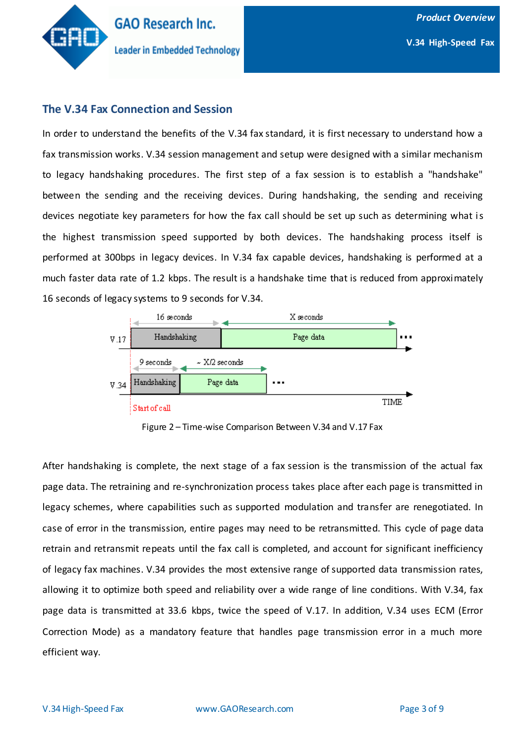## The V.34 Fax Connection and Session

In order to understand the benefits of the V.34 fax standard, it is first necessary to understand how a fax transmission works. V.34 session management and setup were designed with a similar mechanism to legacy handshaking procedures. The first step of a fax session is to establish a "handshake" between the sending and the receiving devices. During handshaking, the sending and receiving devices negotiate key parameters for how the fax call should be set up such as determining what is the highest transmission speed supported by both devices. The handshaking process itself is performed at 300bps in legacy devices. In V.34 fax capable devices, handshaking is performed at a much faster data rate of 1.2 kbps. The result is a handshake time that is reduced from approximately 16 seconds of legacy systems to 9 seconds for V.34.

Figure 2 – Time-wise Comparison Between V.34 and V.17 Fax

After handshaking is complete, the next stage of a fax session is the transmission of the actual fax page data. The retraining and re-synchronization process takes place after each page is transmitted in legacy schemes, where capabilities such as supported modulation and transfer are renegotiated. In case of error in the transmission, entire pages may need to be retransmitted. This cycle of page data retrain and retransmit repeats until the fax call is completed, and account for significant inefficiency of legacy fax machines. V.34 provides the most extensive range of supported data transmission rates, allowing it to optimize both speed and reliability over a wide range of line conditions. With V.34, fax page data is transmitted at 33.6 kbps, twice the speed of V.17. In addition, V.34 uses ECM (Error Correction Mode) as a mandatory feature that handles page transmission error in a much more efficient way.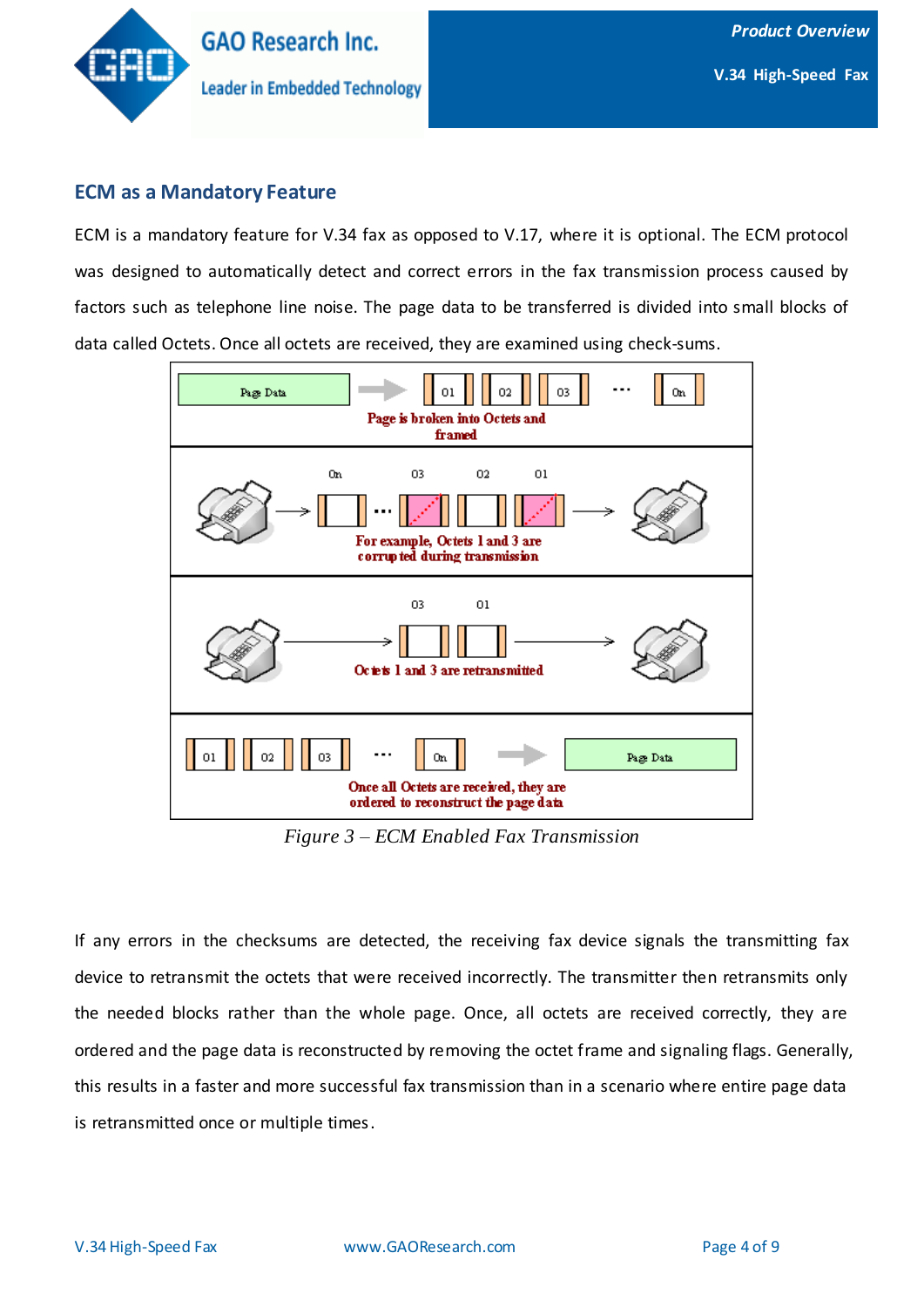## ECM as a Mandatory Feature

ECM is a mandatory feature for V.34 fax as opposed to V.17, where it is optional. The ECM protocol was designed to automatically detect and correct errors in the fax transmission process caused by factors such as telephone line noise. The page data to be transferred is divided into small blocks of data called Octets. Once all octets are received, they are examined using check-sums.

Page Data → 01 02 03 ... 0n

Page is broken into Octets and framed

0n ... 03 02 01

For example, Octets 1 and 3 are corrupted during transmission

03 01

Octets 1 and 3 are retransmitted

01 02 03 ... 0n → Page Data

Once all Octets are received, they are ordered to reconstruct the page data

*Figure 3 – ECM Enabled Fax Transmission*

If any errors in the checksums are detected, the receiving fax device signals the transmitting fax device to retransmit the octets that were received incorrectly. The transmitter then retransmits only the needed blocks rather than the whole page. Once, all octets are received correctly, they are ordered and the page data is reconstructed by removing the octet frame and signaling flags. Generally, this results in a faster and more successful fax transmission than in a scenario where entire page data is retransmitted once or multiple times.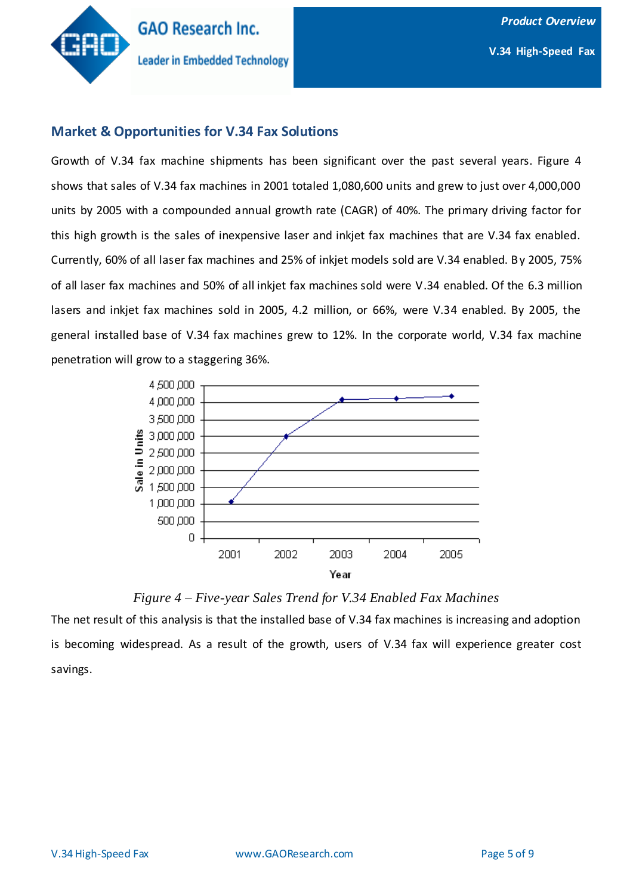## Market & Opportunities for V.34 Fax Solutions

Growth of V.34 fax machine shipments has been significant over the past several years. Figure 4 shows that sales of V.34 fax machines in 2001 totaled 1,080,600 units and grew to just over 4,000,000 units by 2005 with a compounded annual growth rate (CAGR) of 40%. The primary driving factor for this high growth is the sales of inexpensive laser and inkjet fax machines that are V.34 fax enabled. Currently, 60% of all laser fax machines and 25% of inkjet models sold are V.34 enabled. By 2005, 75% of all laser fax machines and 50% of all inkjet fax machines sold were V.34 enabled. Of the 6.3 million lasers and inkjet fax machines sold in 2005, 4.2 million, or 66%, were V.34 enabled. By 2005, the general installed base of V.34 fax machines grew to 12%. In the corporate world, V.34 fax machine penetration will grow to a staggering 36%.

*Figure 4 – Five-year Sales Trend for V.34 Enabled Fax Machines*

The net result of this analysis is that the installed base of V.34 fax machines is increasing and adoption is becoming widespread. As a result of the growth, users of V.34 fax will experience greater cost savings.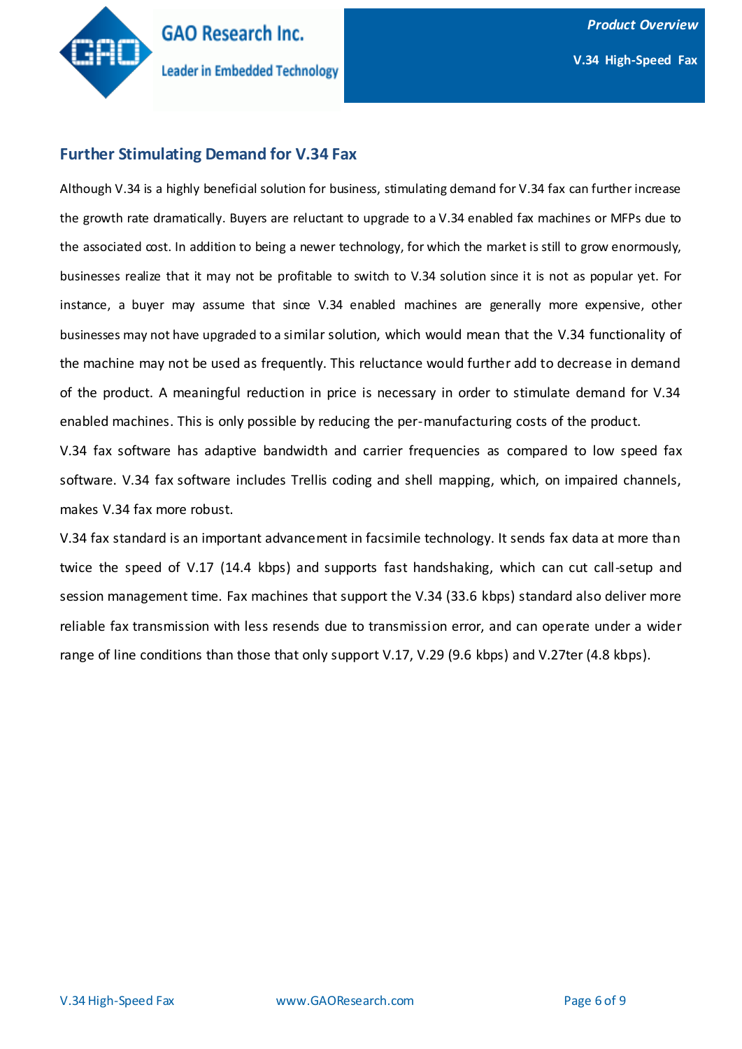## Further Stimulating Demand for V.34 Fax

Although V.34 is a highly beneficial solution for business, stimulating demand for V.34 fax can further increase the growth rate dramatically. Buyers are reluctant to upgrade to a V.34 enabled fax machines or MFPs due to the associated cost. In addition to being a newer technology, for which the market is still to grow enormously, businesses realize that it may not be profitable to switch to V.34 solution since it is not as popular yet. For instance, a buyer may assume that since V.34 enabled machines are generally more expensive, other businesses may not have upgraded to a similar solution, which would mean that the V.34 functionality of the machine may not be used as frequently. This reluctance would further add to decrease in demand of the product. A meaningful reduction in price is necessary in order to stimulate demand for V.34 enabled machines. This is only possible by reducing the per-manufacturing costs of the product.

V.34 fax software has adaptive bandwidth and carrier frequencies as compared to low speed fax software. V.34 fax software includes Trellis coding and shell mapping, which, on impaired channels, makes V.34 fax more robust.

V.34 fax standard is an important advancement in facsimile technology. It sends fax data at more than twice the speed of V.17 (14.4 kbps) and supports fast handshaking, which can cut call-setup and session management time. Fax machines that support the V.34 (33.6 kbps) standard also deliver more reliable fax transmission with less resends due to transmission error, and can operate under a wider range of line conditions than those that only support V.17, V.29 (9.6 kbps) and V.27ter (4.8 kbps).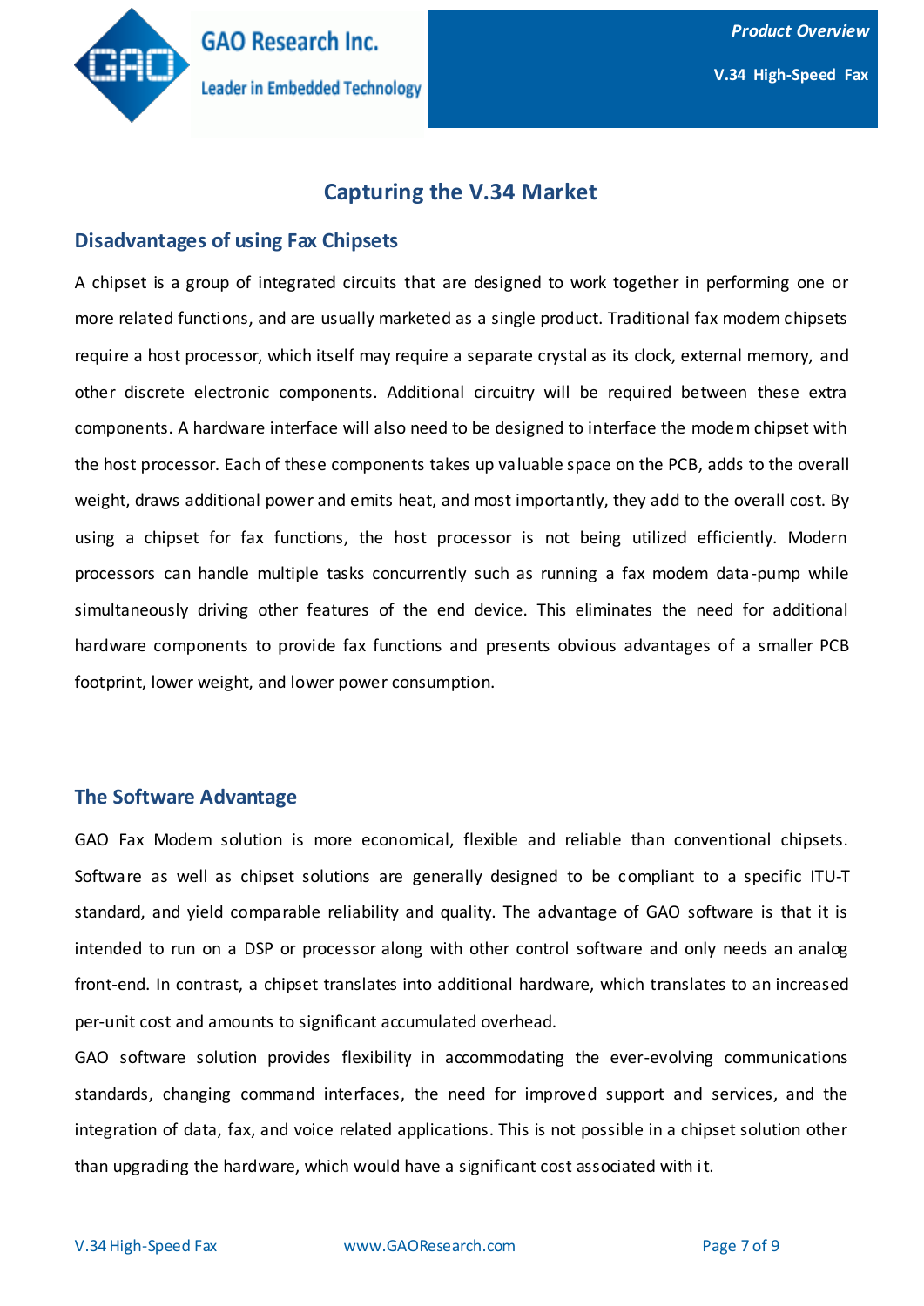# Capturing the V.34 Market

## Disadvantages of using Fax Chipsets

A chipset is a group of integrated circuits that are designed to work together in performing one or more related functions, and are usually marketed as a single product. Traditional fax modem chipsets require a host processor, which itself may require a separate crystal as its clock, external memory, and other discrete electronic components. Additional circuitry will be required between these extra components. A hardware interface will also need to be designed to interface the modem chipset with the host processor. Each of these components takes up valuable space on the PCB, adds to the overall weight, draws additional power and emits heat, and most importantly, they add to the overall cost. By using a chipset for fax functions, the host processor is not being utilized efficiently. Modern processors can handle multiple tasks concurrently such as running a fax modem data-pump while simultaneously driving other features of the end device. This eliminates the need for additional hardware components to provide fax functions and presents obvious advantages of a smaller PCB footprint, lower weight, and lower power consumption.

## The Software Advantage

GAO Fax Modem solution is more economical, flexible and reliable than conventional chipsets. Software as well as chipset solutions are generally designed to be compliant to a specific ITU-T standard, and yield comparable reliability and quality. The advantage of GAO software is that it is intended to run on a DSP or processor along with other control software and only needs an analog front-end. In contrast, a chipset translates into additional hardware, which translates to an increased per-unit cost and amounts to significant accumulated overhead.

GAO software solution provides flexibility in accommodating the ever-evolving communications standards, changing command interfaces, the need for improved support and services, and the integration of data, fax, and voice related applications. This is not possible in a chipset solution other than upgrading the hardware, which would have a significant cost associated with it.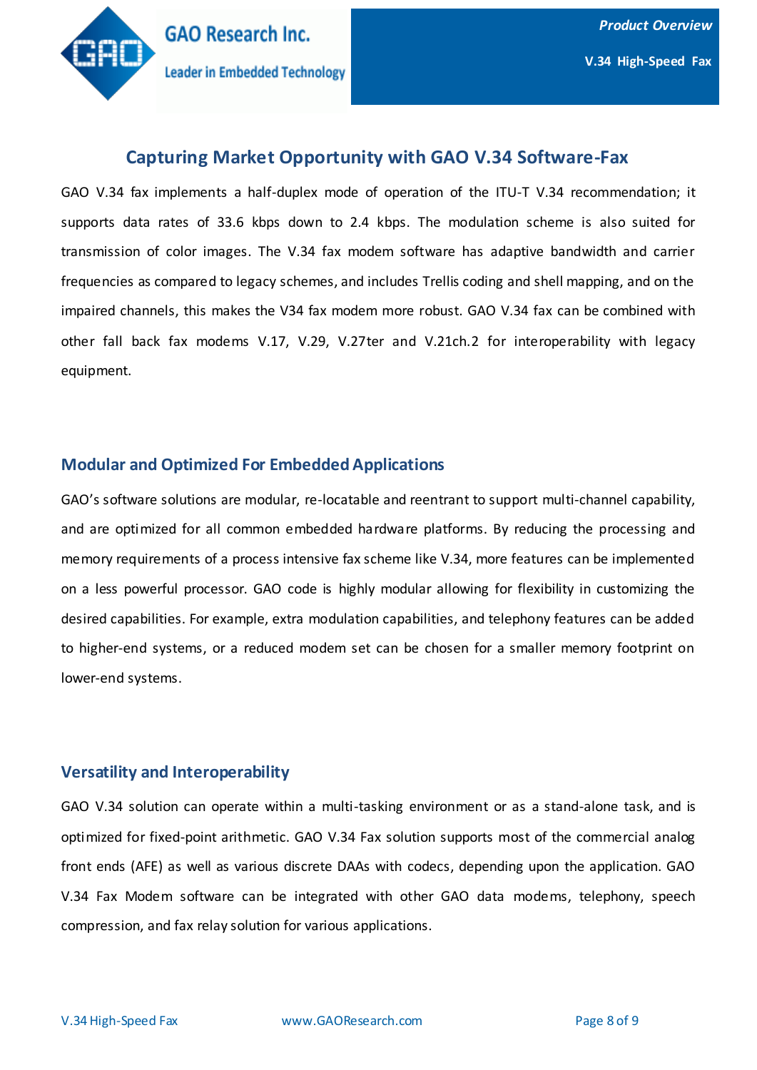## Capturing Market Opportunity with GAO V.34 Software-Fax

GAO V.34 fax implements a half-duplex mode of operation of the ITU-T V.34 recommendation; it supports data rates of 33.6 kbps down to 2.4 kbps. The modulation scheme is also suited for transmission of color images. The V.34 fax modem software has adaptive bandwidth and carrier frequencies as compared to legacy schemes, and includes Trellis coding and shell mapping, and on the impaired channels, this makes the V34 fax modem more robust. GAO V.34 fax can be combined with other fall back fax modems V.17, V.29, V.27ter and V.21ch.2 for interoperability with legacy equipment.

### Modular and Optimized For Embedded Applications

GAO's software solutions are modular, re-locatable and reentrant to support multi-channel capability, and are optimized for all common embedded hardware platforms. By reducing the processing and memory requirements of a process intensive fax scheme like V.34, more features can be implemented on a less powerful processor. GAO code is highly modular allowing for flexibility in customizing the desired capabilities. For example, extra modulation capabilities, and telephony features can be added to higher-end systems, or a reduced modem set can be chosen for a smaller memory footprint on lower-end systems.

### Versatility and Interoperability

GAO V.34 solution can operate within a multi-tasking environment or as a stand-alone task, and is optimized for fixed-point arithmetic. GAO V.34 Fax solution supports most of the commercial analog front ends (AFE) as well as various discrete DAAs with codecs, depending upon the application. GAO V.34 Fax Modem software can be integrated with other GAO data modems, telephony, speech compression, and fax relay solution for various applications.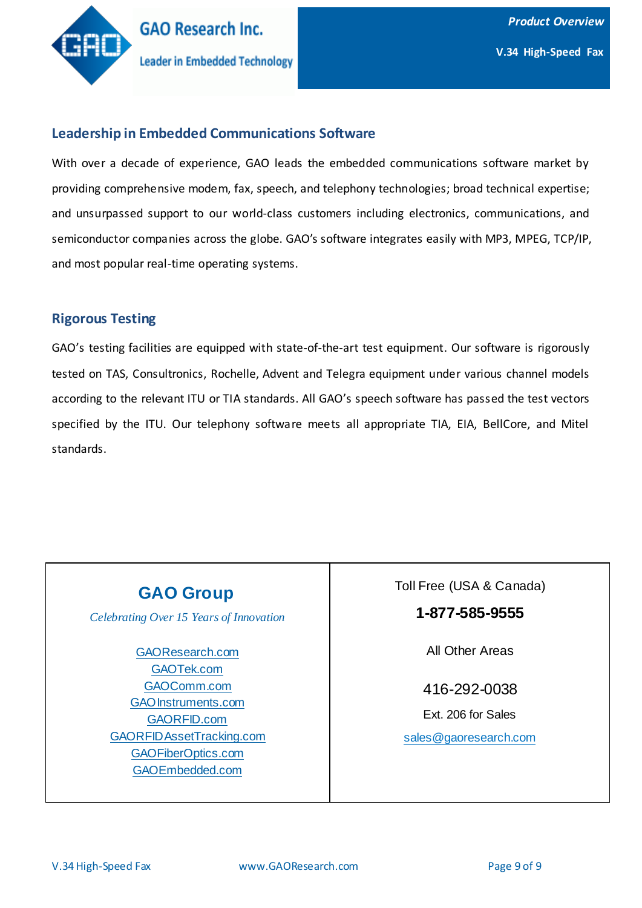## Leadership in Embedded Communications Software

With over a decade of experience, GAO leads the embedded communications software market by providing comprehensive modem, fax, speech, and telephony technologies; broad technical expertise; and unsurpassed support to our world-class customers including electronics, communications, and semiconductor companies across the globe. GAO's software integrates easily with MP3, MPEG, TCP/IP, and most popular real-time operating systems.

## Rigorous Testing

GAO's testing facilities are equipped with state-of-the-art test equipment. Our software is rigorously tested on TAS, Consultronics, Rochelle, Advent and Telegra equipment under various channel models according to the relevant ITU or TIA standards. All GAO's speech software has passed the test vectors specified by the ITU. Our telephony software meets all appropriate TIA, EIA, BellCore, and Mitel standards.

| | |
|---|---|
| **GAO Group**<br>*Celebrating Over 15 Years of Innovation*<br><br>GAOResearch.com<br>GAOTek.com<br>GAOComm.com<br>GAOInstruments.com<br>GAORFID.com<br>GAORFIDAssetTracking.com<br>GAOFiberOptics.com<br>GAOEmbedded.com | Toll Free (USA & Canada)<br>**1-877-585-9555**<br><br>All Other Areas<br><br>416-292-0038<br>Ext. 206 for Sales<br>sales@gaoresearch.com |